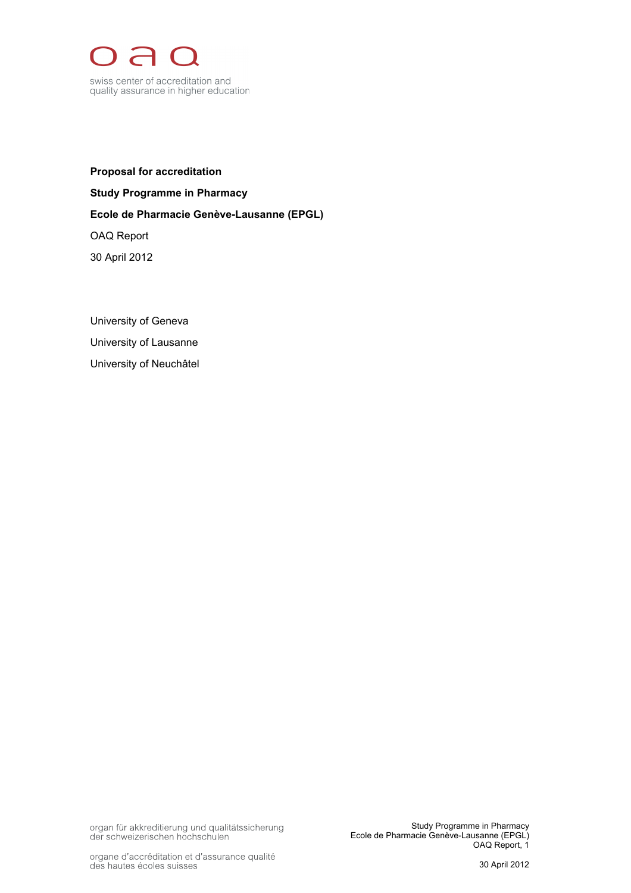oaq

swiss center of accreditation and quality assurance in higher education

**Proposal for accreditation**

**Study Programme in Pharmacy**

**Ecole de Pharmacie Genève-Lausanne (EPGL)**

OAQ Report

30 April 2012

University of Geneva

University of Lausanne

University of Neuchâtel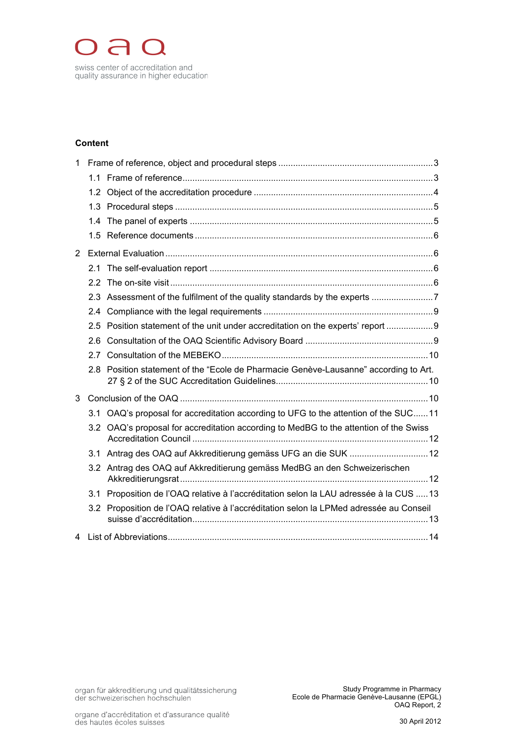**Content**

1 Frame of reference, object and procedural steps ....... 3
- 1.1 Frame of reference ....... 3
- 1.2 Object of the accreditation procedure ....... 4
- 1.3 Procedural steps ....... 5
- 1.4 The panel of experts ....... 5
- 1.5 Reference documents ....... 6

2 External Evaluation ....... 6
- 2.1 The self-evaluation report ....... 6
- 2.2 The on-site visit ....... 6
- 2.3 Assessment of the fulfilment of the quality standards by the experts ....... 7
- 2.4 Compliance with the legal requirements ....... 9
- 2.5 Position statement of the unit under accreditation on the experts' report ....... 9
- 2.6 Consultation of the OAQ Scientific Advisory Board ....... 9
- 2.7 Consultation of the MEBEKO ....... 10
- 2.8 Position statement of the "Ecole de Pharmacie Genève-Lausanne" according to Art. 27 § 2 of the SUC Accreditation Guidelines ....... 10

3 Conclusion of the OAQ ....... 10
- 3.1 OAQ's proposal for accreditation according to UFG to the attention of the SUC ....... 11
- 3.2 OAQ's proposal for accreditation according to MedBG to the attention of the Swiss Accreditation Council ....... 12
- 3.1 Antrag des OAQ auf Akkreditierung gemäss UFG an die SUK ....... 12
- 3.2 Antrag des OAQ auf Akkreditierung gemäss MedBG an den Schweizerischen Akkreditierungsrat ....... 12
- 3.1 Proposition de l'OAQ relative à l'accréditation selon la LAU adressée à la CUS ....... 13
- 3.2 Proposition de l'OAQ relative à l'accréditation selon la LPMed adressée au Conseil suisse d'accréditation ....... 13

4 List of Abbreviations ....... 14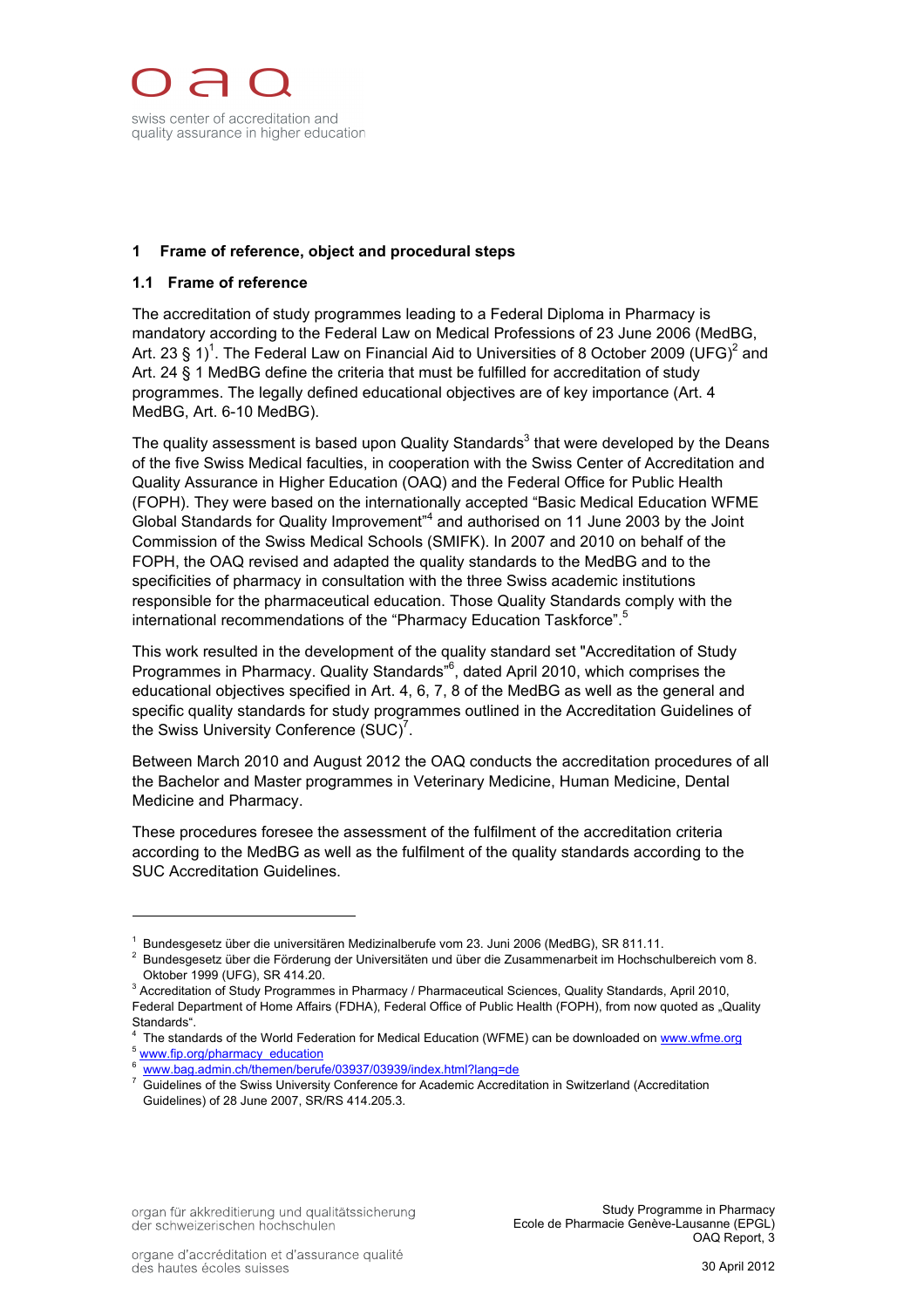## 1 Frame of reference, object and procedural steps

### 1.1 Frame of reference

The accreditation of study programmes leading to a Federal Diploma in Pharmacy is mandatory according to the Federal Law on Medical Professions of 23 June 2006 (MedBG, Art. 23 § 1)[1]. The Federal Law on Financial Aid to Universities of 8 October 2009 (UFG)[2] and Art. 24 § 1 MedBG define the criteria that must be fulfilled for accreditation of study programmes. The legally defined educational objectives are of key importance (Art. 4 MedBG, Art. 6-10 MedBG).

The quality assessment is based upon Quality Standards[3] that were developed by the Deans of the five Swiss Medical faculties, in cooperation with the Swiss Center of Accreditation and Quality Assurance in Higher Education (OAQ) and the Federal Office for Public Health (FOPH). They were based on the internationally accepted "Basic Medical Education WFME Global Standards for Quality Improvement"[4] and authorised on 11 June 2003 by the Joint Commission of the Swiss Medical Schools (SMIFK). In 2007 and 2010 on behalf of the FOPH, the OAQ revised and adapted the quality standards to the MedBG and to the specificities of pharmacy in consultation with the three Swiss academic institutions responsible for the pharmaceutical education. Those Quality Standards comply with the international recommendations of the "Pharmacy Education Taskforce".[5]

This work resulted in the development of the quality standard set "Accreditation of Study Programmes in Pharmacy. Quality Standards"[6], dated April 2010, which comprises the educational objectives specified in Art. 4, 6, 7, 8 of the MedBG as well as the general and specific quality standards for study programmes outlined in the Accreditation Guidelines of the Swiss University Conference (SUC)[7].

Between March 2010 and August 2012 the OAQ conducts the accreditation procedures of all the Bachelor and Master programmes in Veterinary Medicine, Human Medicine, Dental Medicine and Pharmacy.

These procedures foresee the assessment of the fulfilment of the accreditation criteria according to the MedBG as well as the fulfilment of the quality standards according to the SUC Accreditation Guidelines.

---

[1] Bundesgesetz über die universitären Medizinalberufe vom 23. Juni 2006 (MedBG), SR 811.11.

[2] Bundesgesetz über die Förderung der Universitäten und über die Zusammenarbeit im Hochschulbereich vom 8. Oktober 1999 (UFG), SR 414.20.

[3] Accreditation of Study Programmes in Pharmacy / Pharmaceutical Sciences, Quality Standards, April 2010, Federal Department of Home Affairs (FDHA), Federal Office of Public Health (FOPH), from now quoted as „Quality Standards".

[4] The standards of the World Federation for Medical Education (WFME) can be downloaded on www.wfme.org

[5] www.fip.org/pharmacy_education

[6] www.bag.admin.ch/themen/berufe/03937/03939/index.html?lang=de

[7] Guidelines of the Swiss University Conference for Academic Accreditation in Switzerland (Accreditation Guidelines) of 28 June 2007, SR/RS 414.205.3.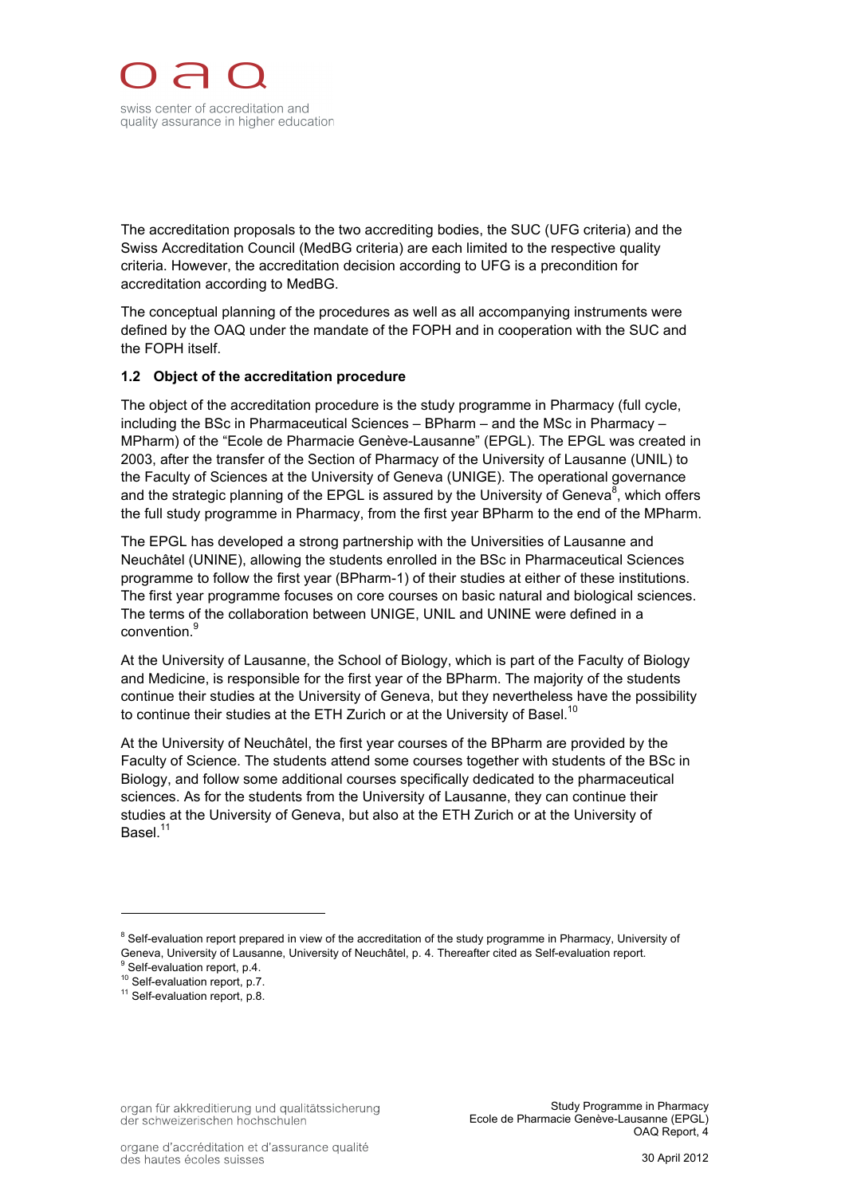The accreditation proposals to the two accrediting bodies, the SUC (UFG criteria) and the Swiss Accreditation Council (MedBG criteria) are each limited to the respective quality criteria. However, the accreditation decision according to UFG is a precondition for accreditation according to MedBG.

The conceptual planning of the procedures as well as all accompanying instruments were defined by the OAQ under the mandate of the FOPH and in cooperation with the SUC and the FOPH itself.

### 1.2 Object of the accreditation procedure

The object of the accreditation procedure is the study programme in Pharmacy (full cycle, including the BSc in Pharmaceutical Sciences – BPharm – and the MSc in Pharmacy – MPharm) of the "Ecole de Pharmacie Genève-Lausanne" (EPGL). The EPGL was created in 2003, after the transfer of the Section of Pharmacy of the University of Lausanne (UNIL) to the Faculty of Sciences at the University of Geneva (UNIGE). The operational governance and the strategic planning of the EPGL is assured by the University of Geneva[8], which offers the full study programme in Pharmacy, from the first year BPharm to the end of the MPharm.

The EPGL has developed a strong partnership with the Universities of Lausanne and Neuchâtel (UNINE), allowing the students enrolled in the BSc in Pharmaceutical Sciences programme to follow the first year (BPharm-1) of their studies at either of these institutions. The first year programme focuses on core courses on basic natural and biological sciences. The terms of the collaboration between UNIGE, UNIL and UNINE were defined in a convention.[9]

At the University of Lausanne, the School of Biology, which is part of the Faculty of Biology and Medicine, is responsible for the first year of the BPharm. The majority of the students continue their studies at the University of Geneva, but they nevertheless have the possibility to continue their studies at the ETH Zurich or at the University of Basel.[10]

At the University of Neuchâtel, the first year courses of the BPharm are provided by the Faculty of Science. The students attend some courses together with students of the BSc in Biology, and follow some additional courses specifically dedicated to the pharmaceutical sciences. As for the students from the University of Lausanne, they can continue their studies at the University of Geneva, but also at the ETH Zurich or at the University of Basel.[11]

---

[8] Self-evaluation report prepared in view of the accreditation of the study programme in Pharmacy, University of Geneva, University of Lausanne, University of Neuchâtel, p. 4. Thereafter cited as Self-evaluation report.
[9] Self-evaluation report, p.4.
[10] Self-evaluation report, p.7.
[11] Self-evaluation report, p.8.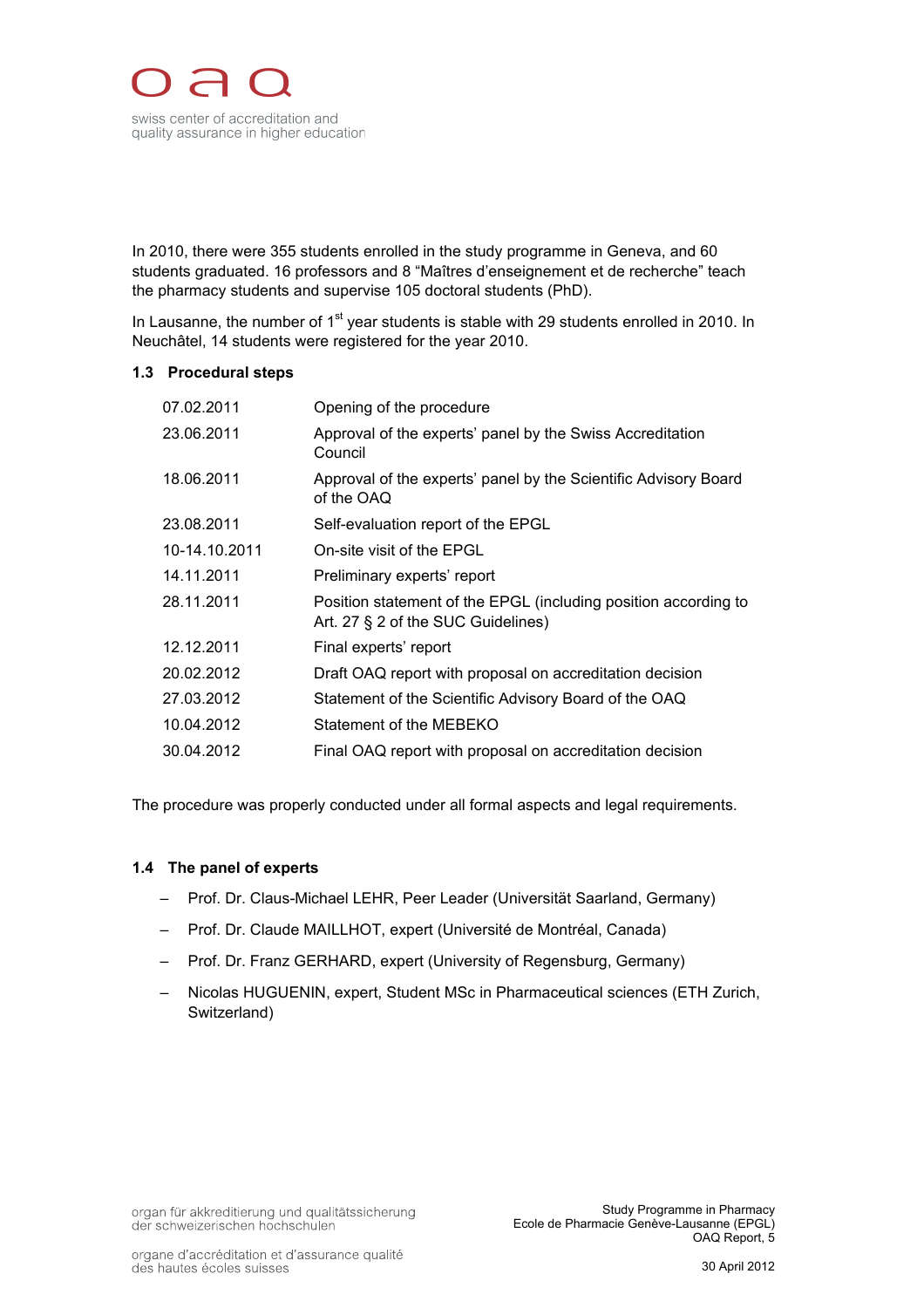In 2010, there were 355 students enrolled in the study programme in Geneva, and 60 students graduated. 16 professors and 8 “Maîtres d’enseignement et de recherche” teach the pharmacy students and supervise 105 doctoral students (PhD).

In Lausanne, the number of 1st year students is stable with 29 students enrolled in 2010. In Neuchâtel, 14 students were registered for the year 2010.

### 1.3 Procedural steps

| | |
|---|---|
| 07.02.2011 | Opening of the procedure |
| 23.06.2011 | Approval of the experts’ panel by the Swiss Accreditation Council |
| 18.06.2011 | Approval of the experts’ panel by the Scientific Advisory Board of the OAQ |
| 23.08.2011 | Self-evaluation report of the EPGL |
| 10-14.10.2011 | On-site visit of the EPGL |
| 14.11.2011 | Preliminary experts’ report |
| 28.11.2011 | Position statement of the EPGL (including position according to Art. 27 § 2 of the SUC Guidelines) |
| 12.12.2011 | Final experts’ report |
| 20.02.2012 | Draft OAQ report with proposal on accreditation decision |
| 27.03.2012 | Statement of the Scientific Advisory Board of the OAQ |
| 10.04.2012 | Statement of the MEBEKO |
| 30.04.2012 | Final OAQ report with proposal on accreditation decision |

The procedure was properly conducted under all formal aspects and legal requirements.

### 1.4 The panel of experts

- Prof. Dr. Claus-Michael LEHR, Peer Leader (Universität Saarland, Germany)
- Prof. Dr. Claude MAILLHOT, expert (Université de Montréal, Canada)
- Prof. Dr. Franz GERHARD, expert (University of Regensburg, Germany)
- Nicolas HUGUENIN, expert, Student MSc in Pharmaceutical sciences (ETH Zurich, Switzerland)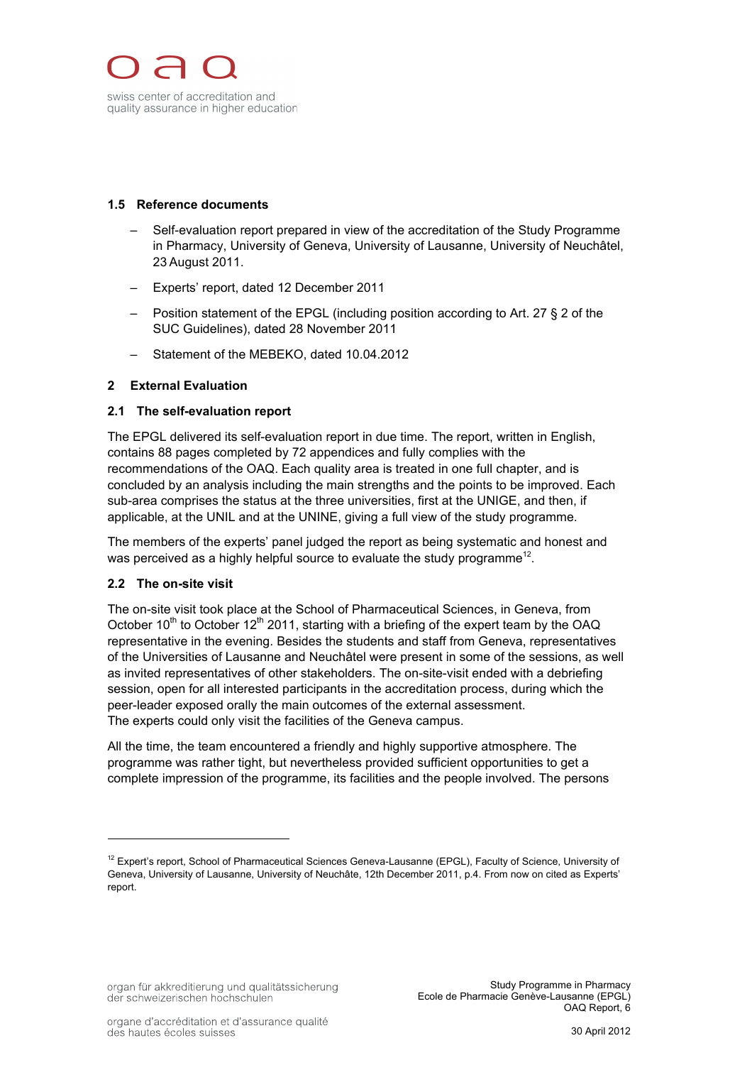### 1.5 Reference documents

- Self-evaluation report prepared in view of the accreditation of the Study Programme in Pharmacy, University of Geneva, University of Lausanne, University of Neuchâtel, 23 August 2011.
- Experts' report, dated 12 December 2011
- Position statement of the EPGL (including position according to Art. 27 § 2 of the SUC Guidelines), dated 28 November 2011
- Statement of the MEBEKO, dated 10.04.2012

## 2 External Evaluation

### 2.1 The self-evaluation report

The EPGL delivered its self-evaluation report in due time. The report, written in English, contains 88 pages completed by 72 appendices and fully complies with the recommendations of the OAQ. Each quality area is treated in one full chapter, and is concluded by an analysis including the main strengths and the points to be improved. Each sub-area comprises the status at the three universities, first at the UNIGE, and then, if applicable, at the UNIL and at the UNINE, giving a full view of the study programme.

The members of the experts' panel judged the report as being systematic and honest and was perceived as a highly helpful source to evaluate the study programme[12].

### 2.2 The on-site visit

The on-site visit took place at the School of Pharmaceutical Sciences, in Geneva, from October 10th to October 12th 2011, starting with a briefing of the expert team by the OAQ representative in the evening. Besides the students and staff from Geneva, representatives of the Universities of Lausanne and Neuchâtel were present in some of the sessions, as well as invited representatives of other stakeholders. The on-site-visit ended with a debriefing session, open for all interested participants in the accreditation process, during which the peer-leader exposed orally the main outcomes of the external assessment.
The experts could only visit the facilities of the Geneva campus.

All the time, the team encountered a friendly and highly supportive atmosphere. The programme was rather tight, but nevertheless provided sufficient opportunities to get a complete impression of the programme, its facilities and the people involved. The persons

---

[12] Expert's report, School of Pharmaceutical Sciences Geneva-Lausanne (EPGL), Faculty of Science, University of Geneva, University of Lausanne, University of Neuchâte, 12th December 2011, p.4. From now on cited as Experts' report.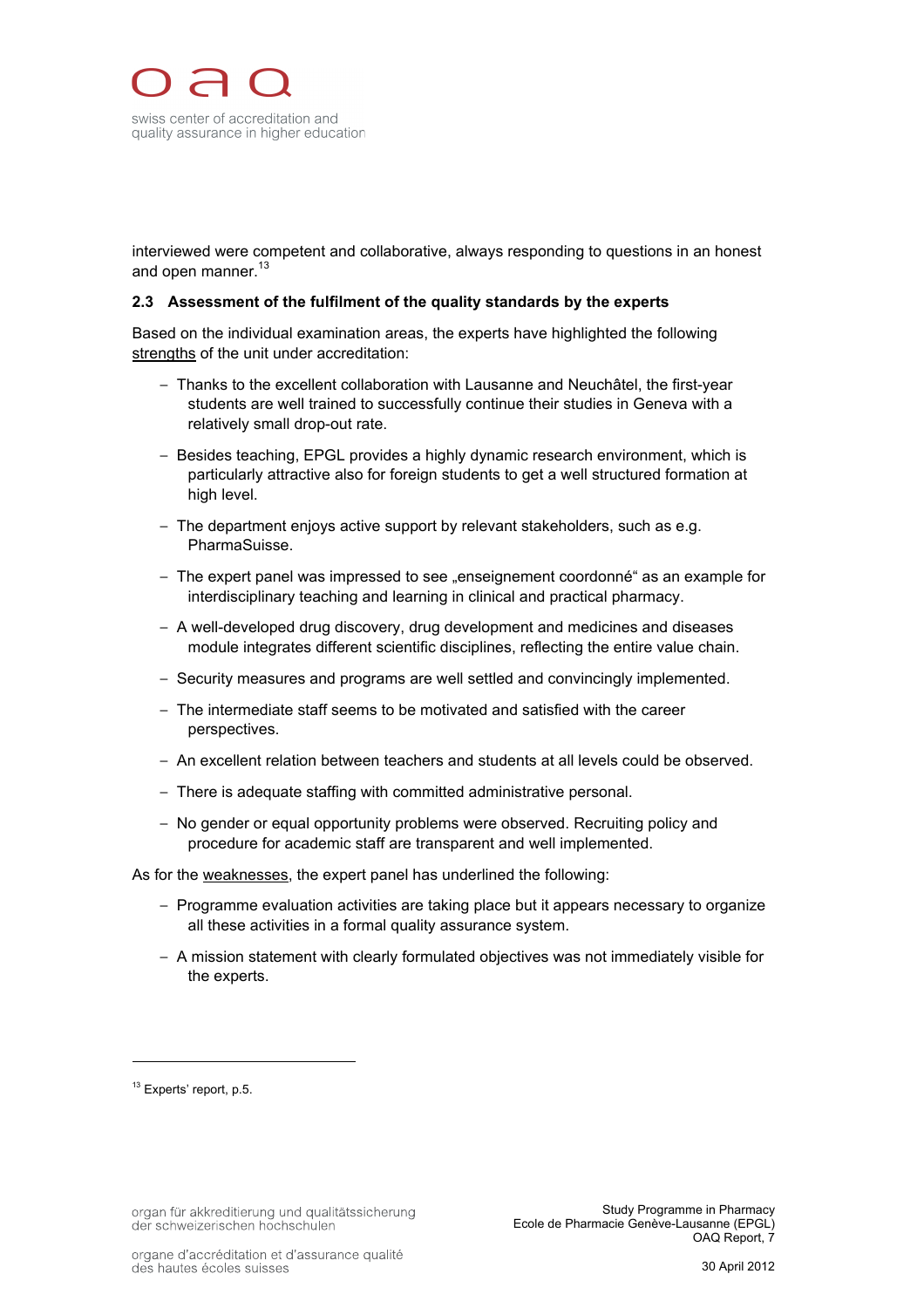interviewed were competent and collaborative, always responding to questions in an honest and open manner.[13]

### 2.3 Assessment of the fulfilment of the quality standards by the experts

Based on the individual examination areas, the experts have highlighted the following <u>strengths</u> of the unit under accreditation:

- Thanks to the excellent collaboration with Lausanne and Neuchâtel, the first-year students are well trained to successfully continue their studies in Geneva with a relatively small drop-out rate.
- Besides teaching, EPGL provides a highly dynamic research environment, which is particularly attractive also for foreign students to get a well structured formation at high level.
- The department enjoys active support by relevant stakeholders, such as e.g. PharmaSuisse.
- The expert panel was impressed to see „enseignement coordonné“ as an example for interdisciplinary teaching and learning in clinical and practical pharmacy.
- A well-developed drug discovery, drug development and medicines and diseases module integrates different scientific disciplines, reflecting the entire value chain.
- Security measures and programs are well settled and convincingly implemented.
- The intermediate staff seems to be motivated and satisfied with the career perspectives.
- An excellent relation between teachers and students at all levels could be observed.
- There is adequate staffing with committed administrative personal.
- No gender or equal opportunity problems were observed. Recruiting policy and procedure for academic staff are transparent and well implemented.

As for the <u>weaknesses</u>, the expert panel has underlined the following:

- Programme evaluation activities are taking place but it appears necessary to organize all these activities in a formal quality assurance system.
- A mission statement with clearly formulated objectives was not immediately visible for the experts.

---

[13] Experts' report, p.5.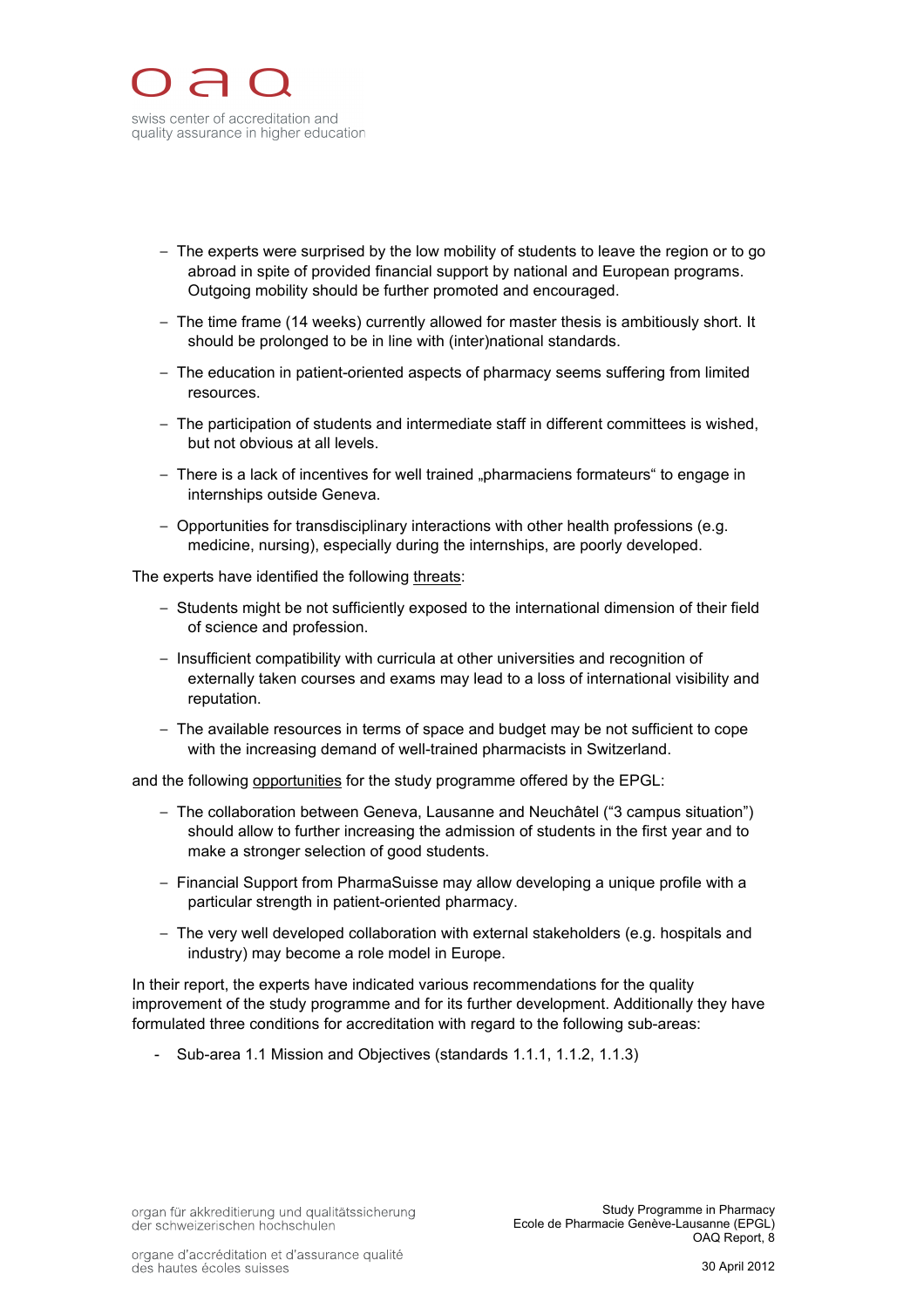- The experts were surprised by the low mobility of students to leave the region or to go abroad in spite of provided financial support by national and European programs. Outgoing mobility should be further promoted and encouraged.
- The time frame (14 weeks) currently allowed for master thesis is ambitiously short. It should be prolonged to be in line with (inter)national standards.
- The education in patient-oriented aspects of pharmacy seems suffering from limited resources.
- The participation of students and intermediate staff in different committees is wished, but not obvious at all levels.
- There is a lack of incentives for well trained „pharmaciens formateurs“ to engage in internships outside Geneva.
- Opportunities for transdisciplinary interactions with other health professions (e.g. medicine, nursing), especially during the internships, are poorly developed.

The experts have identified the following threats:

- Students might be not sufficiently exposed to the international dimension of their field of science and profession.
- Insufficient compatibility with curricula at other universities and recognition of externally taken courses and exams may lead to a loss of international visibility and reputation.
- The available resources in terms of space and budget may be not sufficient to cope with the increasing demand of well-trained pharmacists in Switzerland.

and the following opportunities for the study programme offered by the EPGL:

- The collaboration between Geneva, Lausanne and Neuchâtel ("3 campus situation") should allow to further increasing the admission of students in the first year and to make a stronger selection of good students.
- Financial Support from PharmaSuisse may allow developing a unique profile with a particular strength in patient-oriented pharmacy.
- The very well developed collaboration with external stakeholders (e.g. hospitals and industry) may become a role model in Europe.

In their report, the experts have indicated various recommendations for the quality improvement of the study programme and for its further development. Additionally they have formulated three conditions for accreditation with regard to the following sub-areas:

- Sub-area 1.1 Mission and Objectives (standards 1.1.1, 1.1.2, 1.1.3)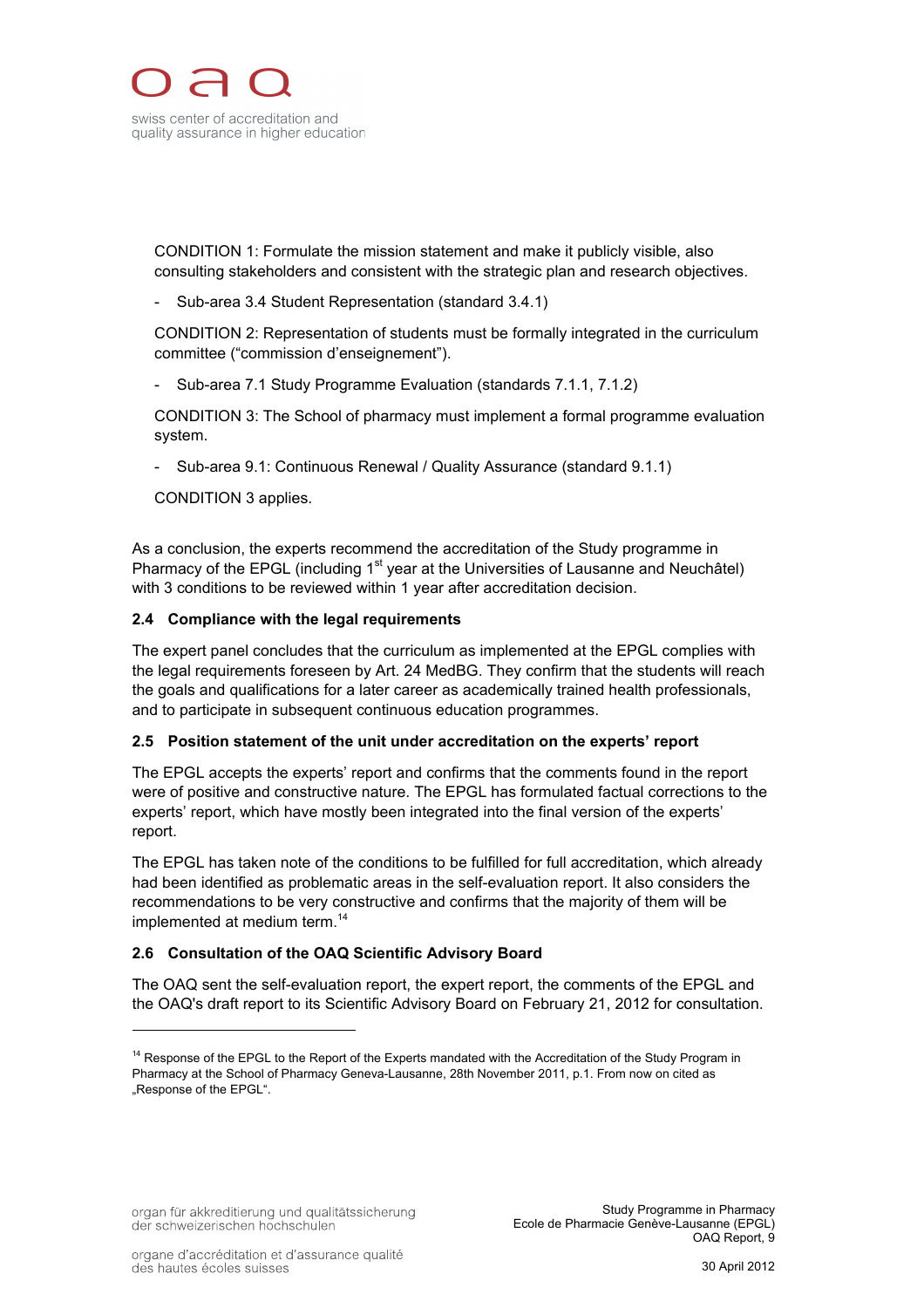CONDITION 1: Formulate the mission statement and make it publicly visible, also consulting stakeholders and consistent with the strategic plan and research objectives.

- Sub-area 3.4 Student Representation (standard 3.4.1)

CONDITION 2: Representation of students must be formally integrated in the curriculum committee ("commission d'enseignement").

- Sub-area 7.1 Study Programme Evaluation (standards 7.1.1, 7.1.2)

CONDITION 3: The School of pharmacy must implement a formal programme evaluation system.

- Sub-area 9.1: Continuous Renewal / Quality Assurance (standard 9.1.1)

CONDITION 3 applies.

As a conclusion, the experts recommend the accreditation of the Study programme in Pharmacy of the EPGL (including 1st year at the Universities of Lausanne and Neuchâtel) with 3 conditions to be reviewed within 1 year after accreditation decision.

### 2.4 Compliance with the legal requirements

The expert panel concludes that the curriculum as implemented at the EPGL complies with the legal requirements foreseen by Art. 24 MedBG. They confirm that the students will reach the goals and qualifications for a later career as academically trained health professionals, and to participate in subsequent continuous education programmes.

### 2.5 Position statement of the unit under accreditation on the experts' report

The EPGL accepts the experts' report and confirms that the comments found in the report were of positive and constructive nature. The EPGL has formulated factual corrections to the experts' report, which have mostly been integrated into the final version of the experts' report.

The EPGL has taken note of the conditions to be fulfilled for full accreditation, which already had been identified as problematic areas in the self-evaluation report. It also considers the recommendations to be very constructive and confirms that the majority of them will be implemented at medium term.[14]

### 2.6 Consultation of the OAQ Scientific Advisory Board

The OAQ sent the self-evaluation report, the expert report, the comments of the EPGL and the OAQ's draft report to its Scientific Advisory Board on February 21, 2012 for consultation.

---

[14] Response of the EPGL to the Report of the Experts mandated with the Accreditation of the Study Program in Pharmacy at the School of Pharmacy Geneva-Lausanne, 28th November 2011, p.1. From now on cited as „Response of the EPGL".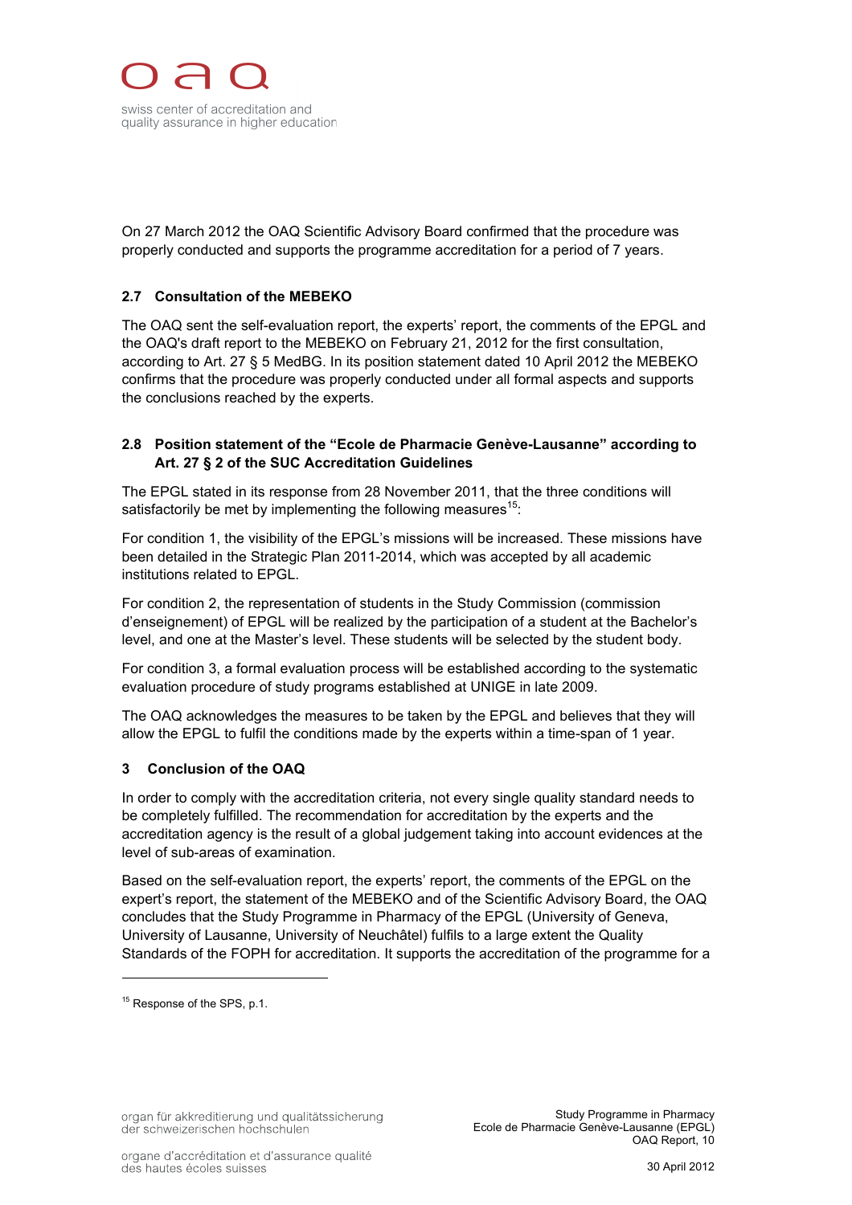On 27 March 2012 the OAQ Scientific Advisory Board confirmed that the procedure was properly conducted and supports the programme accreditation for a period of 7 years.

### 2.7 Consultation of the MEBEKO

The OAQ sent the self-evaluation report, the experts' report, the comments of the EPGL and the OAQ's draft report to the MEBEKO on February 21, 2012 for the first consultation, according to Art. 27 § 5 MedBG. In its position statement dated 10 April 2012 the MEBEKO confirms that the procedure was properly conducted under all formal aspects and supports the conclusions reached by the experts.

### 2.8 Position statement of the "Ecole de Pharmacie Genève-Lausanne" according to Art. 27 § 2 of the SUC Accreditation Guidelines

The EPGL stated in its response from 28 November 2011, that the three conditions will satisfactorily be met by implementing the following measures[15]:

For condition 1, the visibility of the EPGL's missions will be increased. These missions have been detailed in the Strategic Plan 2011-2014, which was accepted by all academic institutions related to EPGL.

For condition 2, the representation of students in the Study Commission (commission d'enseignement) of EPGL will be realized by the participation of a student at the Bachelor's level, and one at the Master's level. These students will be selected by the student body.

For condition 3, a formal evaluation process will be established according to the systematic evaluation procedure of study programs established at UNIGE in late 2009.

The OAQ acknowledges the measures to be taken by the EPGL and believes that they will allow the EPGL to fulfil the conditions made by the experts within a time-span of 1 year.

## 3 Conclusion of the OAQ

In order to comply with the accreditation criteria, not every single quality standard needs to be completely fulfilled. The recommendation for accreditation by the experts and the accreditation agency is the result of a global judgement taking into account evidences at the level of sub-areas of examination.

Based on the self-evaluation report, the experts' report, the comments of the EPGL on the expert's report, the statement of the MEBEKO and of the Scientific Advisory Board, the OAQ concludes that the Study Programme in Pharmacy of the EPGL (University of Geneva, University of Lausanne, University of Neuchâtel) fulfils to a large extent the Quality Standards of the FOPH for accreditation. It supports the accreditation of the programme for a

---

[15] Response of the SPS, p.1.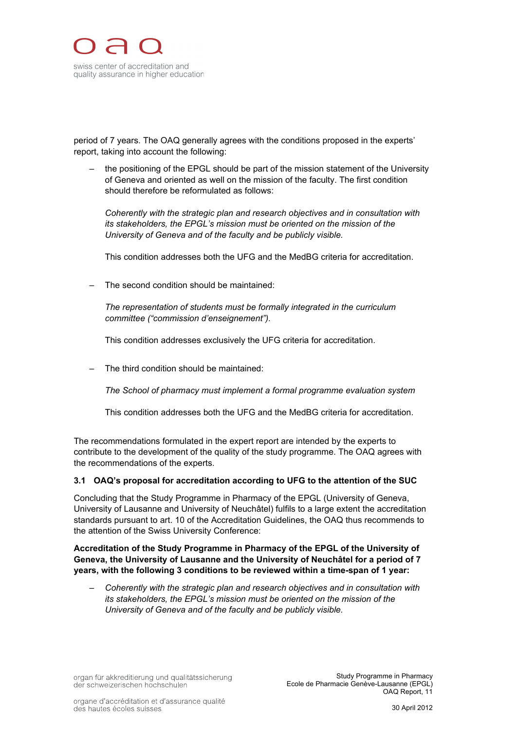period of 7 years. The OAQ generally agrees with the conditions proposed in the experts' report, taking into account the following:

– the positioning of the EPGL should be part of the mission statement of the University of Geneva and oriented as well on the mission of the faculty. The first condition should therefore be reformulated as follows:

  *Coherently with the strategic plan and research objectives and in consultation with its stakeholders, the EPGL's mission must be oriented on the mission of the University of Geneva and of the faculty and be publicly visible.*

  This condition addresses both the UFG and the MedBG criteria for accreditation.

– The second condition should be maintained:

  *The representation of students must be formally integrated in the curriculum committee ("commission d'enseignement").*

  This condition addresses exclusively the UFG criteria for accreditation.

– The third condition should be maintained:

  *The School of pharmacy must implement a formal programme evaluation system*

  This condition addresses both the UFG and the MedBG criteria for accreditation.

The recommendations formulated in the expert report are intended by the experts to contribute to the development of the quality of the study programme. The OAQ agrees with the recommendations of the experts.

### 3.1 OAQ's proposal for accreditation according to UFG to the attention of the SUC

Concluding that the Study Programme in Pharmacy of the EPGL (University of Geneva, University of Lausanne and University of Neuchâtel) fulfils to a large extent the accreditation standards pursuant to art. 10 of the Accreditation Guidelines, the OAQ thus recommends to the attention of the Swiss University Conference:

**Accreditation of the Study Programme in Pharmacy of the EPGL of the University of Geneva, the University of Lausanne and the University of Neuchâtel for a period of 7 years, with the following 3 conditions to be reviewed within a time-span of 1 year:**

– *Coherently with the strategic plan and research objectives and in consultation with its stakeholders, the EPGL's mission must be oriented on the mission of the University of Geneva and of the faculty and be publicly visible.*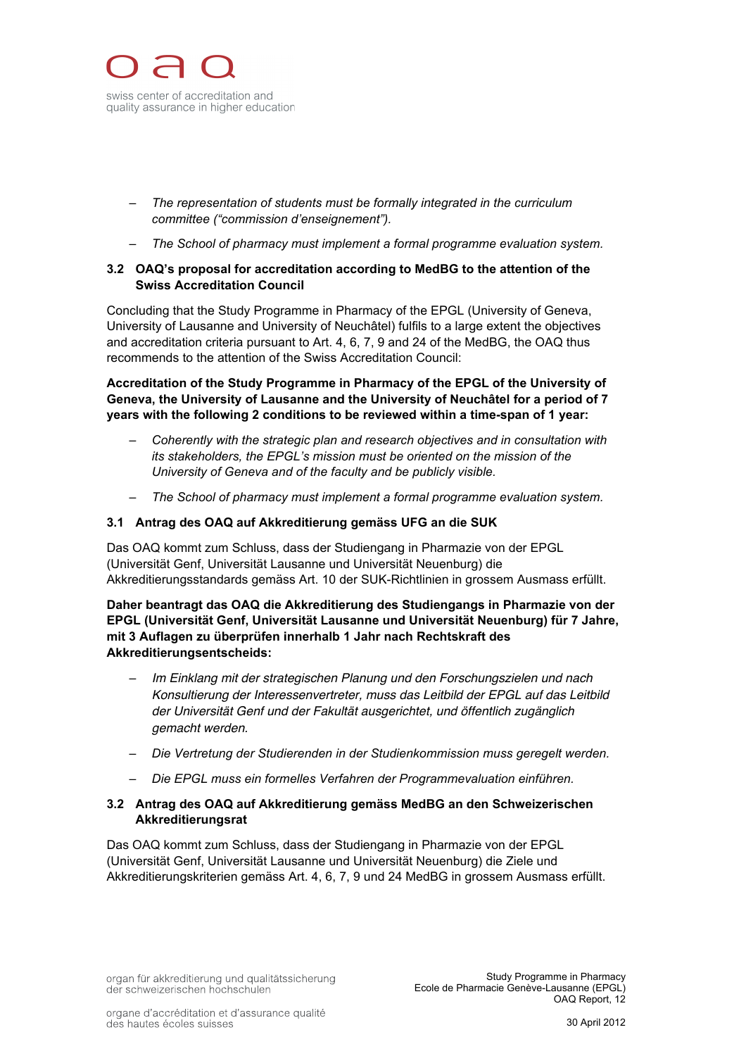- *The representation of students must be formally integrated in the curriculum committee ("commission d'enseignement").*
- *The School of pharmacy must implement a formal programme evaluation system.*

### 3.2 OAQ's proposal for accreditation according to MedBG to the attention of the Swiss Accreditation Council

Concluding that the Study Programme in Pharmacy of the EPGL (University of Geneva, University of Lausanne and University of Neuchâtel) fulfils to a large extent the objectives and accreditation criteria pursuant to Art. 4, 6, 7, 9 and 24 of the MedBG, the OAQ thus recommends to the attention of the Swiss Accreditation Council:

**Accreditation of the Study Programme in Pharmacy of the EPGL of the University of Geneva, the University of Lausanne and the University of Neuchâtel for a period of 7 years with the following 2 conditions to be reviewed within a time-span of 1 year:**

- *Coherently with the strategic plan and research objectives and in consultation with its stakeholders, the EPGL's mission must be oriented on the mission of the University of Geneva and of the faculty and be publicly visible.*
- *The School of pharmacy must implement a formal programme evaluation system.*

### 3.1 Antrag des OAQ auf Akkreditierung gemäss UFG an die SUK

Das OAQ kommt zum Schluss, dass der Studiengang in Pharmazie von der EPGL (Universität Genf, Universität Lausanne und Universität Neuenburg) die Akkreditierungsstandards gemäss Art. 10 der SUK-Richtlinien in grossem Ausmass erfüllt.

**Daher beantragt das OAQ die Akkreditierung des Studiengangs in Pharmazie von der EPGL (Universität Genf, Universität Lausanne und Universität Neuenburg) für 7 Jahre, mit 3 Auflagen zu überprüfen innerhalb 1 Jahr nach Rechtskraft des Akkreditierungsentscheids:**

- *Im Einklang mit der strategischen Planung und den Forschungszielen und nach Konsultierung der Interessenvertreter, muss das Leitbild der EPGL auf das Leitbild der Universität Genf und der Fakultät ausgerichtet, und öffentlich zugänglich gemacht werden.*
- *Die Vertretung der Studierenden in der Studienkommission muss geregelt werden.*
- *Die EPGL muss ein formelles Verfahren der Programmevaluation einführen.*

### 3.2 Antrag des OAQ auf Akkreditierung gemäss MedBG an den Schweizerischen Akkreditierungsrat

Das OAQ kommt zum Schluss, dass der Studiengang in Pharmazie von der EPGL (Universität Genf, Universität Lausanne und Universität Neuenburg) die Ziele und Akkreditierungskriterien gemäss Art. 4, 6, 7, 9 und 24 MedBG in grossem Ausmass erfüllt.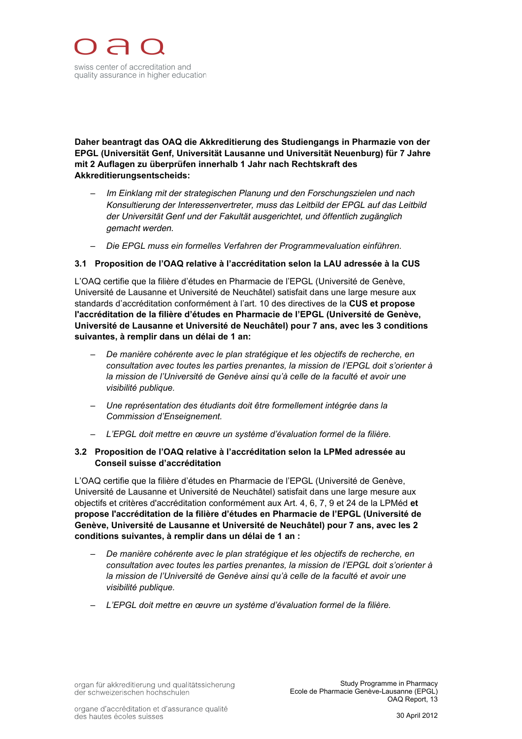**Daher beantragt das OAQ die Akkreditierung des Studiengangs in Pharmazie von der EPGL (Universität Genf, Universität Lausanne und Universität Neuenburg) für 7 Jahre mit 2 Auflagen zu überprüfen innerhalb 1 Jahr nach Rechtskraft des Akkreditierungsentscheids:**

- *Im Einklang mit der strategischen Planung und den Forschungszielen und nach Konsultierung der Interessenvertreter, muss das Leitbild der EPGL auf das Leitbild der Universität Genf und der Fakultät ausgerichtet, und öffentlich zugänglich gemacht werden.*
- *Die EPGL muss ein formelles Verfahren der Programmevaluation einführen.*

### 3.1 Proposition de l'OAQ relative à l'accréditation selon la LAU adressée à la CUS

L'OAQ certifie que la filière d'études en Pharmacie de l'EPGL (Université de Genève, Université de Lausanne et Université de Neuchâtel) satisfait dans une large mesure aux standards d'accréditation conformément à l'art. 10 des directives de la **CUS et propose l'accréditation de la filière d'études en Pharmacie de l'EPGL (Université de Genève, Université de Lausanne et Université de Neuchâtel) pour 7 ans, avec les 3 conditions suivantes, à remplir dans un délai de 1 an:**

- *De manière cohérente avec le plan stratégique et les objectifs de recherche, en consultation avec toutes les parties prenantes, la mission de l'EPGL doit s'orienter à la mission de l'Université de Genève ainsi qu'à celle de la faculté et avoir une visibilité publique.*
- *Une représentation des étudiants doit être formellement intégrée dans la Commission d'Enseignement.*
- *L'EPGL doit mettre en œuvre un système d'évaluation formel de la filière.*

### 3.2 Proposition de l'OAQ relative à l'accréditation selon la LPMed adressée au Conseil suisse d'accréditation

L'OAQ certifie que la filière d'études en Pharmacie de l'EPGL (Université de Genève, Université de Lausanne et Université de Neuchâtel) satisfait dans une large mesure aux objectifs et critères d'accréditation conformément aux Art. 4, 6, 7, 9 et 24 de la LPMéd **et propose l'accréditation de la filière d'études en Pharmacie de l'EPGL (Université de Genève, Université de Lausanne et Université de Neuchâtel) pour 7 ans, avec les 2 conditions suivantes, à remplir dans un délai de 1 an :**

- *De manière cohérente avec le plan stratégique et les objectifs de recherche, en consultation avec toutes les parties prenantes, la mission de l'EPGL doit s'orienter à la mission de l'Université de Genève ainsi qu'à celle de la faculté et avoir une visibilité publique.*
- *L'EPGL doit mettre en œuvre un système d'évaluation formel de la filière.*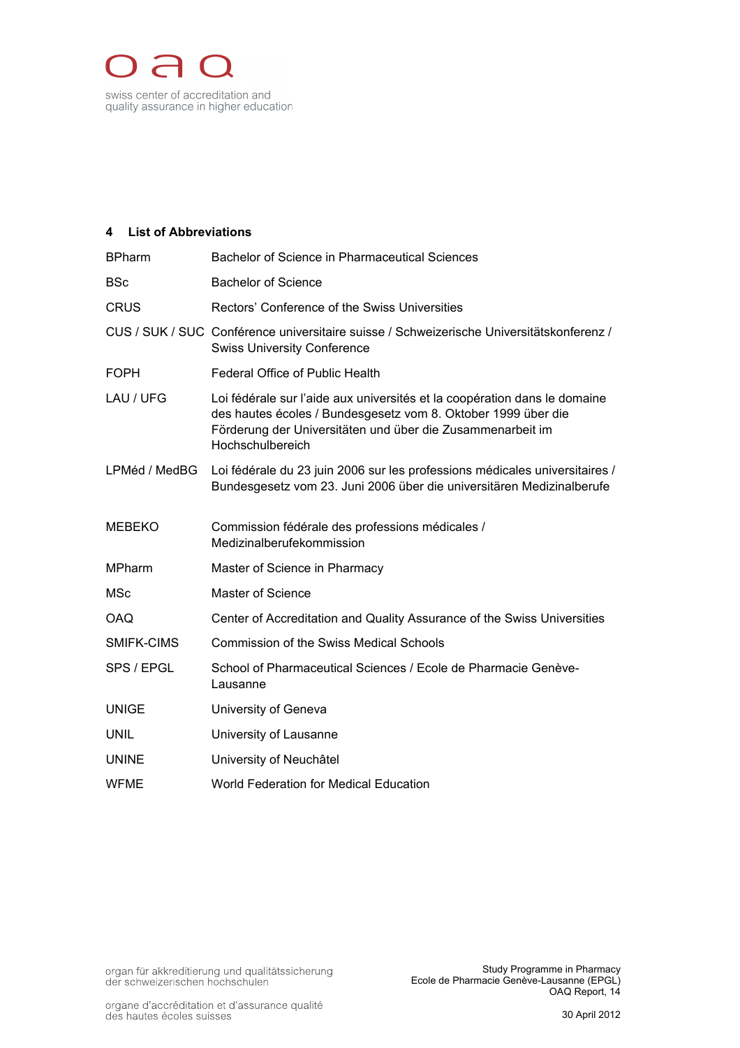## 4 List of Abbreviations

| | |
|---|---|
| BPharm | Bachelor of Science in Pharmaceutical Sciences |
| BSc | Bachelor of Science |
| CRUS | Rectors' Conference of the Swiss Universities |
| CUS / SUK / SUC | Conférence universitaire suisse / Schweizerische Universitätskonferenz / Swiss University Conference |
| FOPH | Federal Office of Public Health |
| LAU / UFG | Loi fédérale sur l'aide aux universités et la coopération dans le domaine des hautes écoles / Bundesgesetz vom 8. Oktober 1999 über die Förderung der Universitäten und über die Zusammenarbeit im Hochschulbereich |
| LPMéd / MedBG | Loi fédérale du 23 juin 2006 sur les professions médicales universitaires / Bundesgesetz vom 23. Juni 2006 über die universitären Medizinalberufe |
| MEBEKO | Commission fédérale des professions médicales / Medizinalberufekommission |
| MPharm | Master of Science in Pharmacy |
| MSc | Master of Science |
| OAQ | Center of Accreditation and Quality Assurance of the Swiss Universities |
| SMIFK-CIMS | Commission of the Swiss Medical Schools |
| SPS / EPGL | School of Pharmaceutical Sciences / Ecole de Pharmacie Genève-Lausanne |
| UNIGE | University of Geneva |
| UNIL | University of Lausanne |
| UNINE | University of Neuchâtel |
| WFME | World Federation for Medical Education |